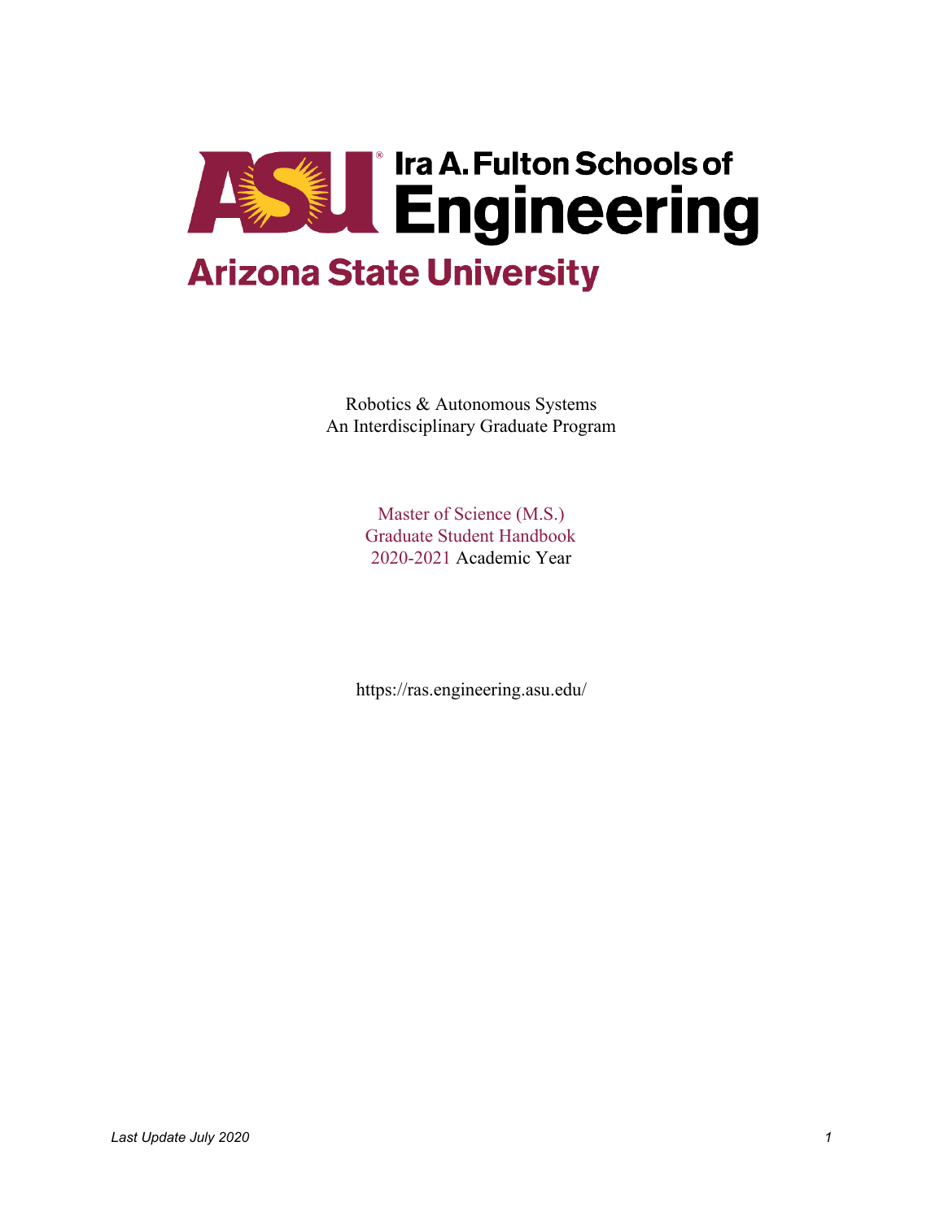# Ira A. Fulton Schools of Engineering

## Arizona State University

Robotics & Autonomous Systems
An Interdisciplinary Graduate Program

Master of Science (M.S.)
Graduate Student Handbook
2020-2021 Academic Year

https://ras.engineering.asu.edu/

*Last Update July 2020*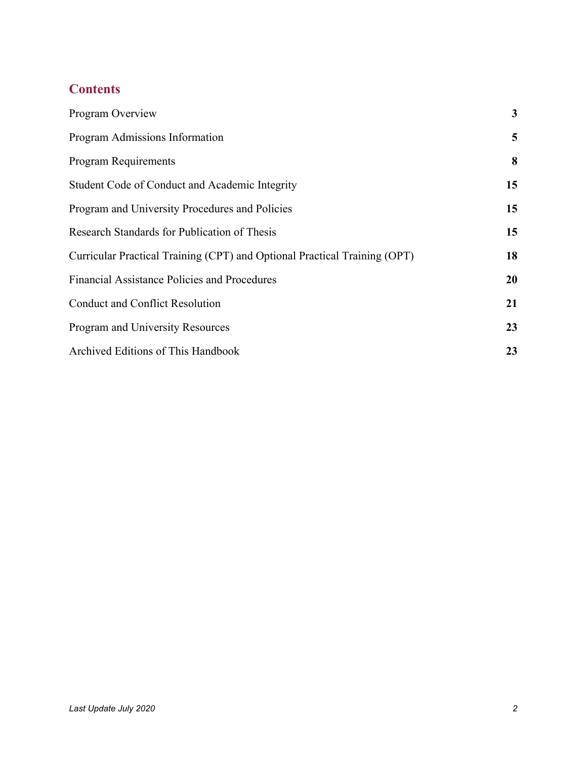## Contents

| | |
|---|---|
| Program Overview | **3** |
| Program Admissions Information | **5** |
| Program Requirements | **8** |
| Student Code of Conduct and Academic Integrity | **15** |
| Program and University Procedures and Policies | **15** |
| Research Standards for Publication of Thesis | **15** |
| Curricular Practical Training (CPT) and Optional Practical Training (OPT) | **18** |
| Financial Assistance Policies and Procedures | **20** |
| Conduct and Conflict Resolution | **21** |
| Program and University Resources | **23** |
| Archived Editions of This Handbook | **23** |

*Last Update July 2020*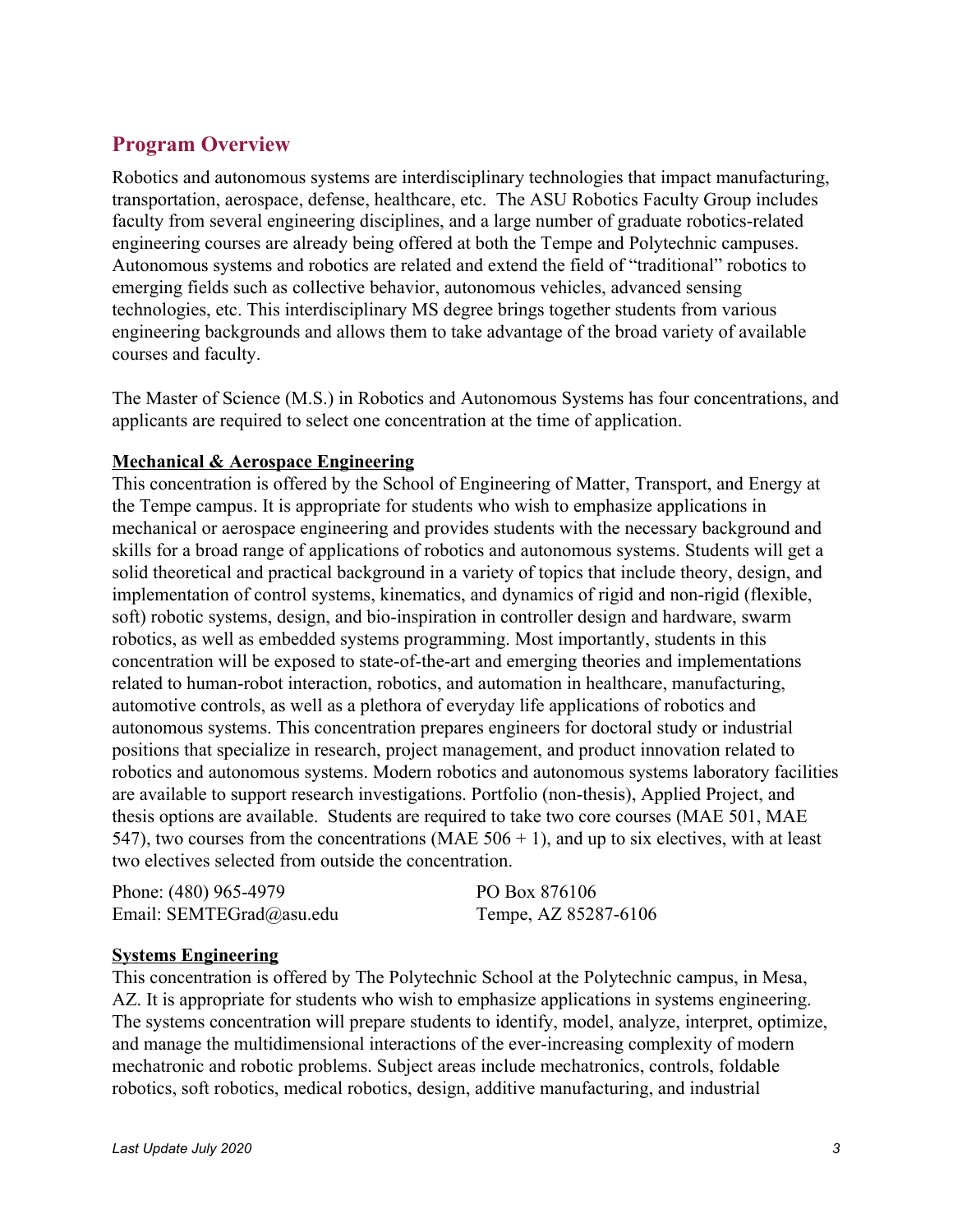## Program Overview

Robotics and autonomous systems are interdisciplinary technologies that impact manufacturing, transportation, aerospace, defense, healthcare, etc. The ASU Robotics Faculty Group includes faculty from several engineering disciplines, and a large number of graduate robotics-related engineering courses are already being offered at both the Tempe and Polytechnic campuses. Autonomous systems and robotics are related and extend the field of "traditional" robotics to emerging fields such as collective behavior, autonomous vehicles, advanced sensing technologies, etc. This interdisciplinary MS degree brings together students from various engineering backgrounds and allows them to take advantage of the broad variety of available courses and faculty.

The Master of Science (M.S.) in Robotics and Autonomous Systems has four concentrations, and applicants are required to select one concentration at the time of application.

**Mechanical & Aerospace Engineering**

This concentration is offered by the School of Engineering of Matter, Transport, and Energy at the Tempe campus. It is appropriate for students who wish to emphasize applications in mechanical or aerospace engineering and provides students with the necessary background and skills for a broad range of applications of robotics and autonomous systems. Students will get a solid theoretical and practical background in a variety of topics that include theory, design, and implementation of control systems, kinematics, and dynamics of rigid and non-rigid (flexible, soft) robotic systems, design, and bio-inspiration in controller design and hardware, swarm robotics, as well as embedded systems programming. Most importantly, students in this concentration will be exposed to state-of-the-art and emerging theories and implementations related to human-robot interaction, robotics, and automation in healthcare, manufacturing, automotive controls, as well as a plethora of everyday life applications of robotics and autonomous systems. This concentration prepares engineers for doctoral study or industrial positions that specialize in research, project management, and product innovation related to robotics and autonomous systems. Modern robotics and autonomous systems laboratory facilities are available to support research investigations. Portfolio (non-thesis), Applied Project, and thesis options are available. Students are required to take two core courses (MAE 501, MAE 547), two courses from the concentrations (MAE 506 + 1), and up to six electives, with at least two electives selected from outside the concentration.

Phone: (480) 965-4979
Email: SEMTEGrad@asu.edu

PO Box 876106
Tempe, AZ 85287-6106

**Systems Engineering**

This concentration is offered by The Polytechnic School at the Polytechnic campus, in Mesa, AZ. It is appropriate for students who wish to emphasize applications in systems engineering. The systems concentration will prepare students to identify, model, analyze, interpret, optimize, and manage the multidimensional interactions of the ever-increasing complexity of modern mechatronic and robotic problems. Subject areas include mechatronics, controls, foldable robotics, soft robotics, medical robotics, design, additive manufacturing, and industrial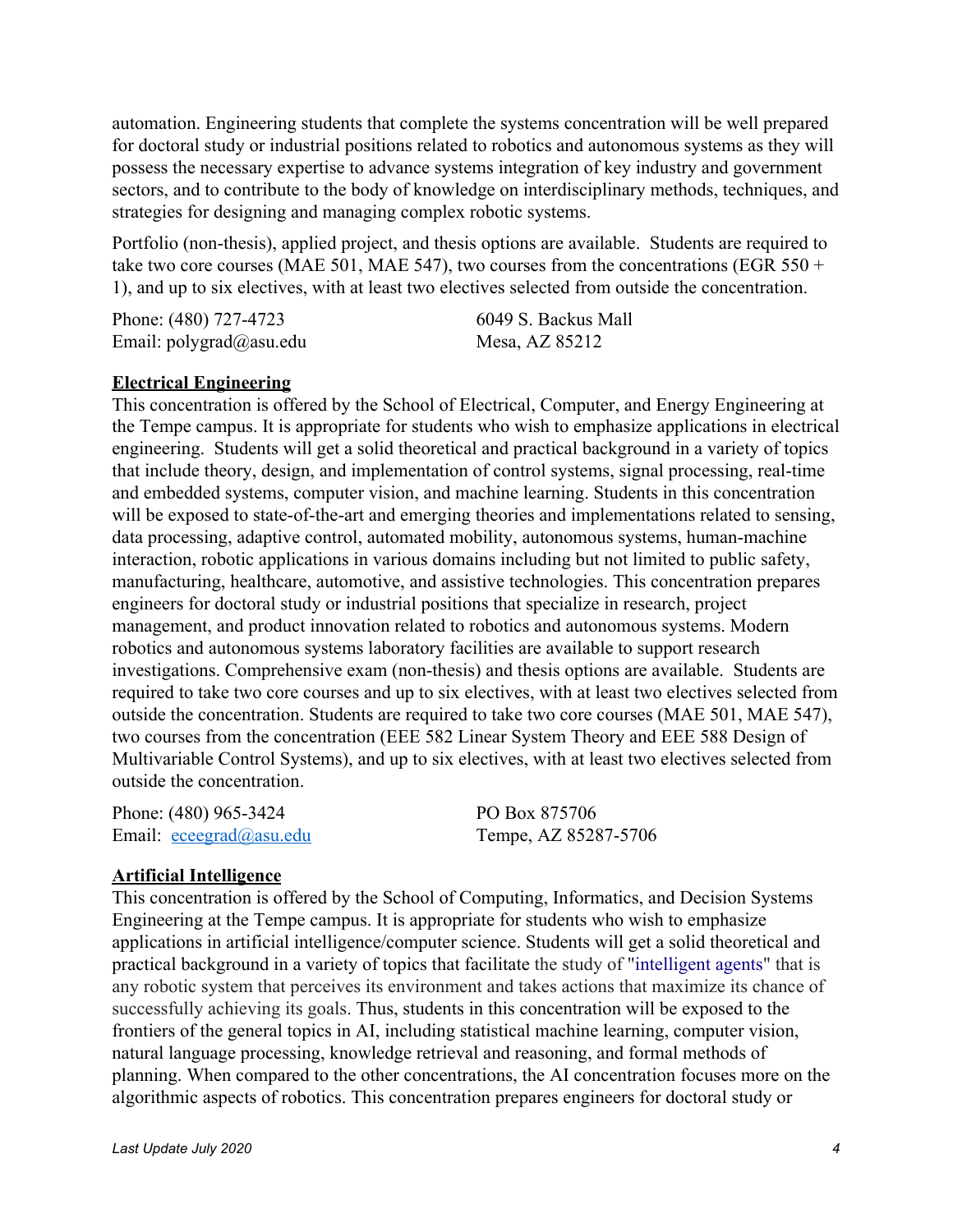automation. Engineering students that complete the systems concentration will be well prepared for doctoral study or industrial positions related to robotics and autonomous systems as they will possess the necessary expertise to advance systems integration of key industry and government sectors, and to contribute to the body of knowledge on interdisciplinary methods, techniques, and strategies for designing and managing complex robotic systems.

Portfolio (non-thesis), applied project, and thesis options are available. Students are required to take two core courses (MAE 501, MAE 547), two courses from the concentrations (EGR 550 + 1), and up to six electives, with at least two electives selected from outside the concentration.

Phone: (480) 727-4723
Email: polygrad@asu.edu

6049 S. Backus Mall
Mesa, AZ 85212

**Electrical Engineering**

This concentration is offered by the School of Electrical, Computer, and Energy Engineering at the Tempe campus. It is appropriate for students who wish to emphasize applications in electrical engineering. Students will get a solid theoretical and practical background in a variety of topics that include theory, design, and implementation of control systems, signal processing, real-time and embedded systems, computer vision, and machine learning. Students in this concentration will be exposed to state-of-the-art and emerging theories and implementations related to sensing, data processing, adaptive control, automated mobility, autonomous systems, human-machine interaction, robotic applications in various domains including but not limited to public safety, manufacturing, healthcare, automotive, and assistive technologies. This concentration prepares engineers for doctoral study or industrial positions that specialize in research, project management, and product innovation related to robotics and autonomous systems. Modern robotics and autonomous systems laboratory facilities are available to support research investigations. Comprehensive exam (non-thesis) and thesis options are available. Students are required to take two core courses and up to six electives, with at least two electives selected from outside the concentration. Students are required to take two core courses (MAE 501, MAE 547), two courses from the concentration (EEE 582 Linear System Theory and EEE 588 Design of Multivariable Control Systems), and up to six electives, with at least two electives selected from outside the concentration.

Phone: (480) 965-3424
Email: eceegrad@asu.edu

PO Box 875706
Tempe, AZ 85287-5706

**Artificial Intelligence**

This concentration is offered by the School of Computing, Informatics, and Decision Systems Engineering at the Tempe campus. It is appropriate for students who wish to emphasize applications in artificial intelligence/computer science. Students will get a solid theoretical and practical background in a variety of topics that facilitate the study of "intelligent agents" that is any robotic system that perceives its environment and takes actions that maximize its chance of successfully achieving its goals. Thus, students in this concentration will be exposed to the frontiers of the general topics in AI, including statistical machine learning, computer vision, natural language processing, knowledge retrieval and reasoning, and formal methods of planning. When compared to the other concentrations, the AI concentration focuses more on the algorithmic aspects of robotics. This concentration prepares engineers for doctoral study or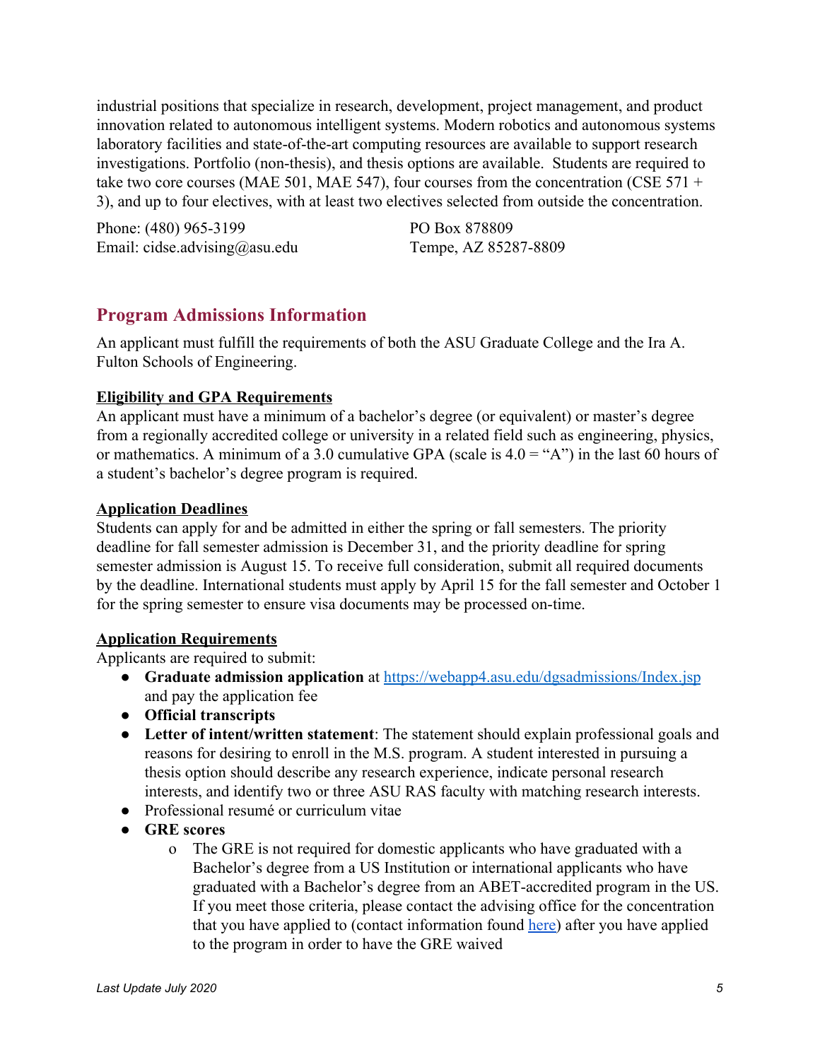industrial positions that specialize in research, development, project management, and product innovation related to autonomous intelligent systems. Modern robotics and autonomous systems laboratory facilities and state-of-the-art computing resources are available to support research investigations. Portfolio (non-thesis), and thesis options are available. Students are required to take two core courses (MAE 501, MAE 547), four courses from the concentration (CSE 571 + 3), and up to four electives, with at least two electives selected from outside the concentration.

Phone: (480) 965-3199
Email: cidse.advising@asu.edu

PO Box 878809
Tempe, AZ 85287-8809

## Program Admissions Information

An applicant must fulfill the requirements of both the ASU Graduate College and the Ira A. Fulton Schools of Engineering.

**Eligibility and GPA Requirements**

An applicant must have a minimum of a bachelor's degree (or equivalent) or master's degree from a regionally accredited college or university in a related field such as engineering, physics, or mathematics. A minimum of a 3.0 cumulative GPA (scale is 4.0 = "A") in the last 60 hours of a student's bachelor's degree program is required.

**Application Deadlines**

Students can apply for and be admitted in either the spring or fall semesters. The priority deadline for fall semester admission is December 31, and the priority deadline for spring semester admission is August 15. To receive full consideration, submit all required documents by the deadline. International students must apply by April 15 for the fall semester and October 1 for the spring semester to ensure visa documents may be processed on-time.

**Application Requirements**

Applicants are required to submit:

- **Graduate admission application** at [https://webapp4.asu.edu/dgsadmissions/Index.jsp](https://webapp4.asu.edu/dgsadmissions/Index.jsp) and pay the application fee
- **Official transcripts**
- **Letter of intent/written statement**: The statement should explain professional goals and reasons for desiring to enroll in the M.S. program. A student interested in pursuing a thesis option should describe any research experience, indicate personal research interests, and identify two or three ASU RAS faculty with matching research interests.
- Professional resumé or curriculum vitae
- **GRE scores**
  - The GRE is not required for domestic applicants who have graduated with a Bachelor's degree from a US Institution or international applicants who have graduated with a Bachelor's degree from an ABET-accredited program in the US. If you meet those criteria, please contact the advising office for the concentration that you have applied to (contact information found here) after you have applied to the program in order to have the GRE waived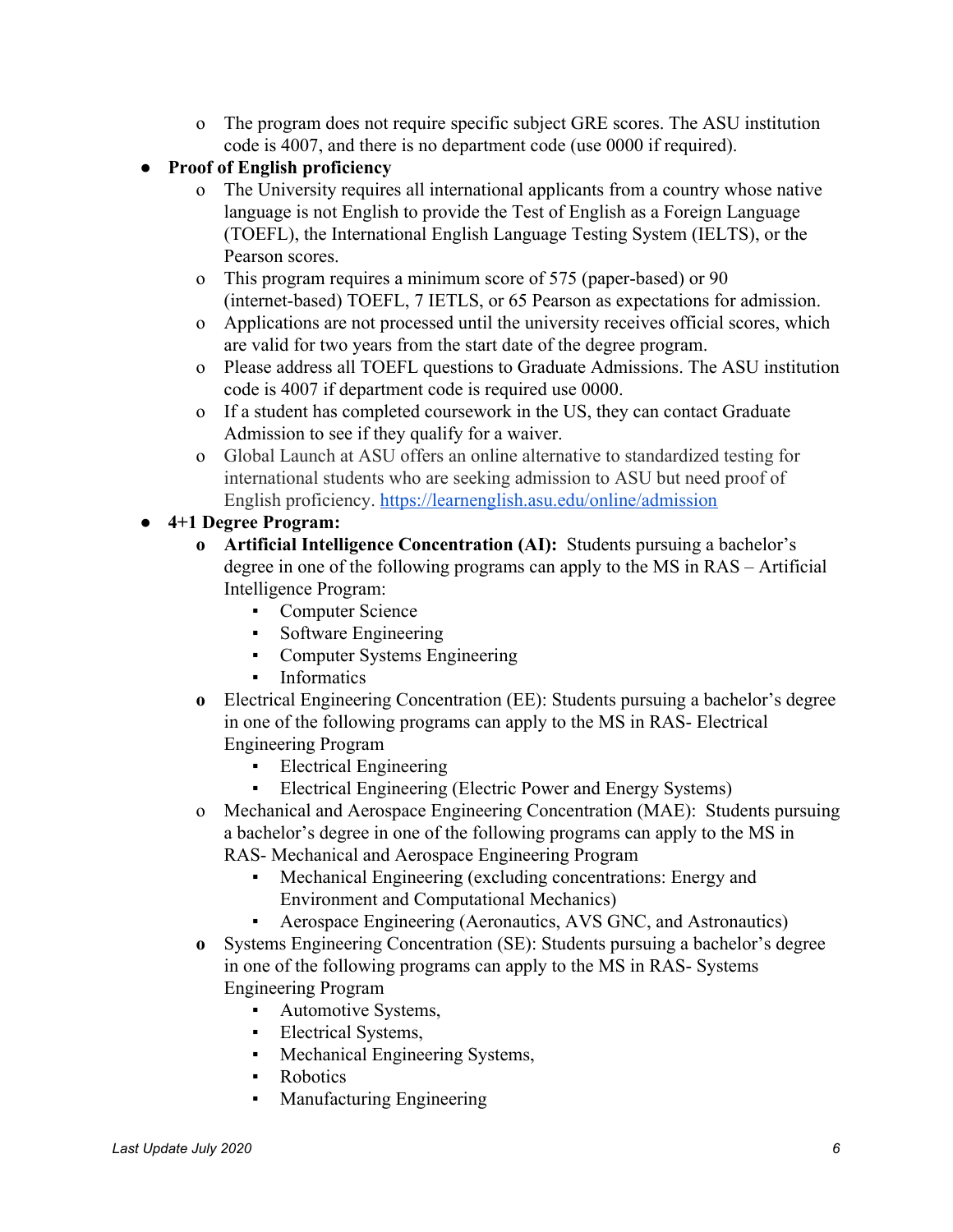- The program does not require specific subject GRE scores. The ASU institution code is 4007, and there is no department code (use 0000 if required).

- **Proof of English proficiency**
  - The University requires all international applicants from a country whose native language is not English to provide the Test of English as a Foreign Language (TOEFL), the International English Language Testing System (IELTS), or the Pearson scores.
  - This program requires a minimum score of 575 (paper-based) or 90 (internet-based) TOEFL, 7 IETLS, or 65 Pearson as expectations for admission.
  - Applications are not processed until the university receives official scores, which are valid for two years from the start date of the degree program.
  - Please address all TOEFL questions to Graduate Admissions. The ASU institution code is 4007 if department code is required use 0000.
  - If a student has completed coursework in the US, they can contact Graduate Admission to see if they qualify for a waiver.
  - Global Launch at ASU offers an online alternative to standardized testing for international students who are seeking admission to ASU but need proof of English proficiency. https://learnenglish.asu.edu/online/admission

- **4+1 Degree Program:**
  - **Artificial Intelligence Concentration (AI):** Students pursuing a bachelor's degree in one of the following programs can apply to the MS in RAS – Artificial Intelligence Program:
    - Computer Science
    - Software Engineering
    - Computer Systems Engineering
    - Informatics
  - Electrical Engineering Concentration (EE): Students pursuing a bachelor's degree in one of the following programs can apply to the MS in RAS- Electrical Engineering Program
    - Electrical Engineering
    - Electrical Engineering (Electric Power and Energy Systems)
  - Mechanical and Aerospace Engineering Concentration (MAE): Students pursuing a bachelor's degree in one of the following programs can apply to the MS in RAS- Mechanical and Aerospace Engineering Program
    - Mechanical Engineering (excluding concentrations: Energy and Environment and Computational Mechanics)
    - Aerospace Engineering (Aeronautics, AVS GNC, and Astronautics)
  - Systems Engineering Concentration (SE): Students pursuing a bachelor's degree in one of the following programs can apply to the MS in RAS- Systems Engineering Program
    - Automotive Systems,
    - Electrical Systems,
    - Mechanical Engineering Systems,
    - Robotics
    - Manufacturing Engineering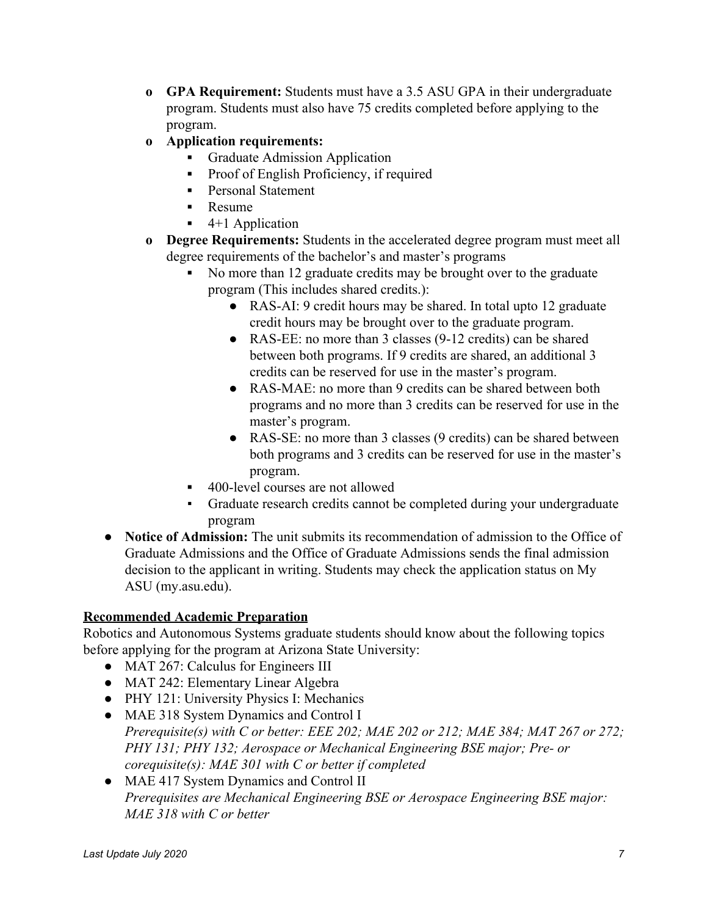- **GPA Requirement:** Students must have a 3.5 ASU GPA in their undergraduate program. Students must also have 75 credits completed before applying to the program.
- **Application requirements:**
  - Graduate Admission Application
  - Proof of English Proficiency, if required
  - Personal Statement
  - Resume
  - 4+1 Application
- **Degree Requirements:** Students in the accelerated degree program must meet all degree requirements of the bachelor's and master's programs
  - No more than 12 graduate credits may be brought over to the graduate program (This includes shared credits.):
    - RAS-AI: 9 credit hours may be shared. In total upto 12 graduate credit hours may be brought over to the graduate program.
    - RAS-EE: no more than 3 classes (9-12 credits) can be shared between both programs. If 9 credits are shared, an additional 3 credits can be reserved for use in the master's program.
    - RAS-MAE: no more than 9 credits can be shared between both programs and no more than 3 credits can be reserved for use in the master's program.
    - RAS-SE: no more than 3 classes (9 credits) can be shared between both programs and 3 credits can be reserved for use in the master's program.
  - 400-level courses are not allowed
  - Graduate research credits cannot be completed during your undergraduate program

- **Notice of Admission:** The unit submits its recommendation of admission to the Office of Graduate Admissions and the Office of Graduate Admissions sends the final admission decision to the applicant in writing. Students may check the application status on My ASU (my.asu.edu).

## Recommended Academic Preparation

Robotics and Autonomous Systems graduate students should know about the following topics before applying for the program at Arizona State University:

- MAT 267: Calculus for Engineers III
- MAT 242: Elementary Linear Algebra
- PHY 121: University Physics I: Mechanics
- MAE 318 System Dynamics and Control I
  *Prerequisite(s) with C or better: EEE 202; MAE 202 or 212; MAE 384; MAT 267 or 272; PHY 131; PHY 132; Aerospace or Mechanical Engineering BSE major; Pre- or corequisite(s): MAE 301 with C or better if completed*
- MAE 417 System Dynamics and Control II
  *Prerequisites are Mechanical Engineering BSE or Aerospace Engineering BSE major: MAE 318 with C or better*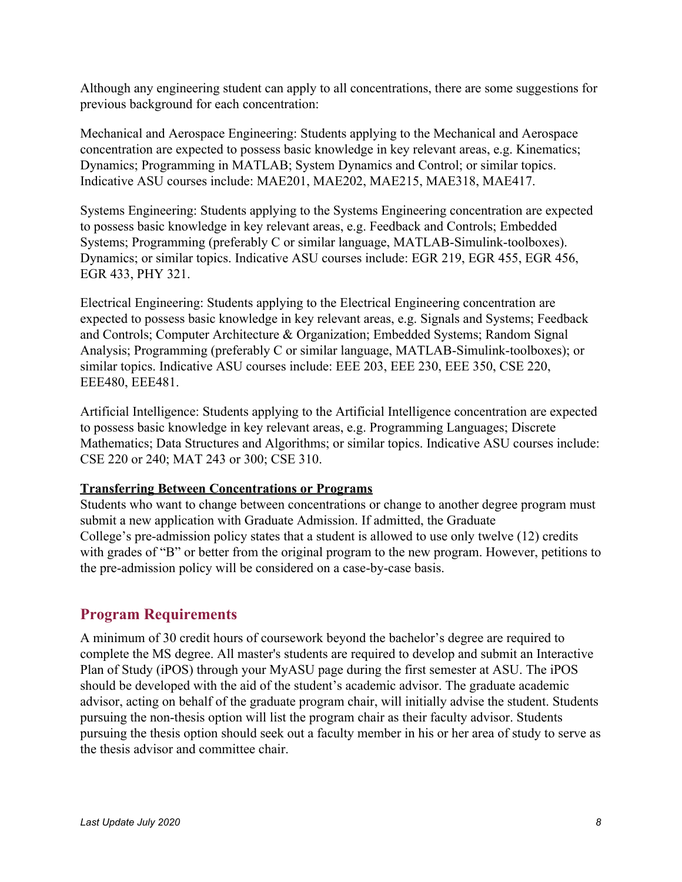Although any engineering student can apply to all concentrations, there are some suggestions for previous background for each concentration:

Mechanical and Aerospace Engineering: Students applying to the Mechanical and Aerospace concentration are expected to possess basic knowledge in key relevant areas, e.g. Kinematics; Dynamics; Programming in MATLAB; System Dynamics and Control; or similar topics. Indicative ASU courses include: MAE201, MAE202, MAE215, MAE318, MAE417.

Systems Engineering: Students applying to the Systems Engineering concentration are expected to possess basic knowledge in key relevant areas, e.g. Feedback and Controls; Embedded Systems; Programming (preferably C or similar language, MATLAB-Simulink-toolboxes). Dynamics; or similar topics. Indicative ASU courses include: EGR 219, EGR 455, EGR 456, EGR 433, PHY 321.

Electrical Engineering: Students applying to the Electrical Engineering concentration are expected to possess basic knowledge in key relevant areas, e.g. Signals and Systems; Feedback and Controls; Computer Architecture & Organization; Embedded Systems; Random Signal Analysis; Programming (preferably C or similar language, MATLAB-Simulink-toolboxes); or similar topics. Indicative ASU courses include: EEE 203, EEE 230, EEE 350, CSE 220, EEE480, EEE481.

Artificial Intelligence: Students applying to the Artificial Intelligence concentration are expected to possess basic knowledge in key relevant areas, e.g. Programming Languages; Discrete Mathematics; Data Structures and Algorithms; or similar topics. Indicative ASU courses include: CSE 220 or 240; MAT 243 or 300; CSE 310.

**Transferring Between Concentrations or Programs**

Students who want to change between concentrations or change to another degree program must submit a new application with Graduate Admission. If admitted, the Graduate College's pre-admission policy states that a student is allowed to use only twelve (12) credits with grades of "B" or better from the original program to the new program. However, petitions to the pre-admission policy will be considered on a case-by-case basis.

## Program Requirements

A minimum of 30 credit hours of coursework beyond the bachelor's degree are required to complete the MS degree. All master's students are required to develop and submit an Interactive Plan of Study (iPOS) through your MyASU page during the first semester at ASU. The iPOS should be developed with the aid of the student's academic advisor. The graduate academic advisor, acting on behalf of the graduate program chair, will initially advise the student. Students pursuing the non-thesis option will list the program chair as their faculty advisor. Students pursuing the thesis option should seek out a faculty member in his or her area of study to serve as the thesis advisor and committee chair.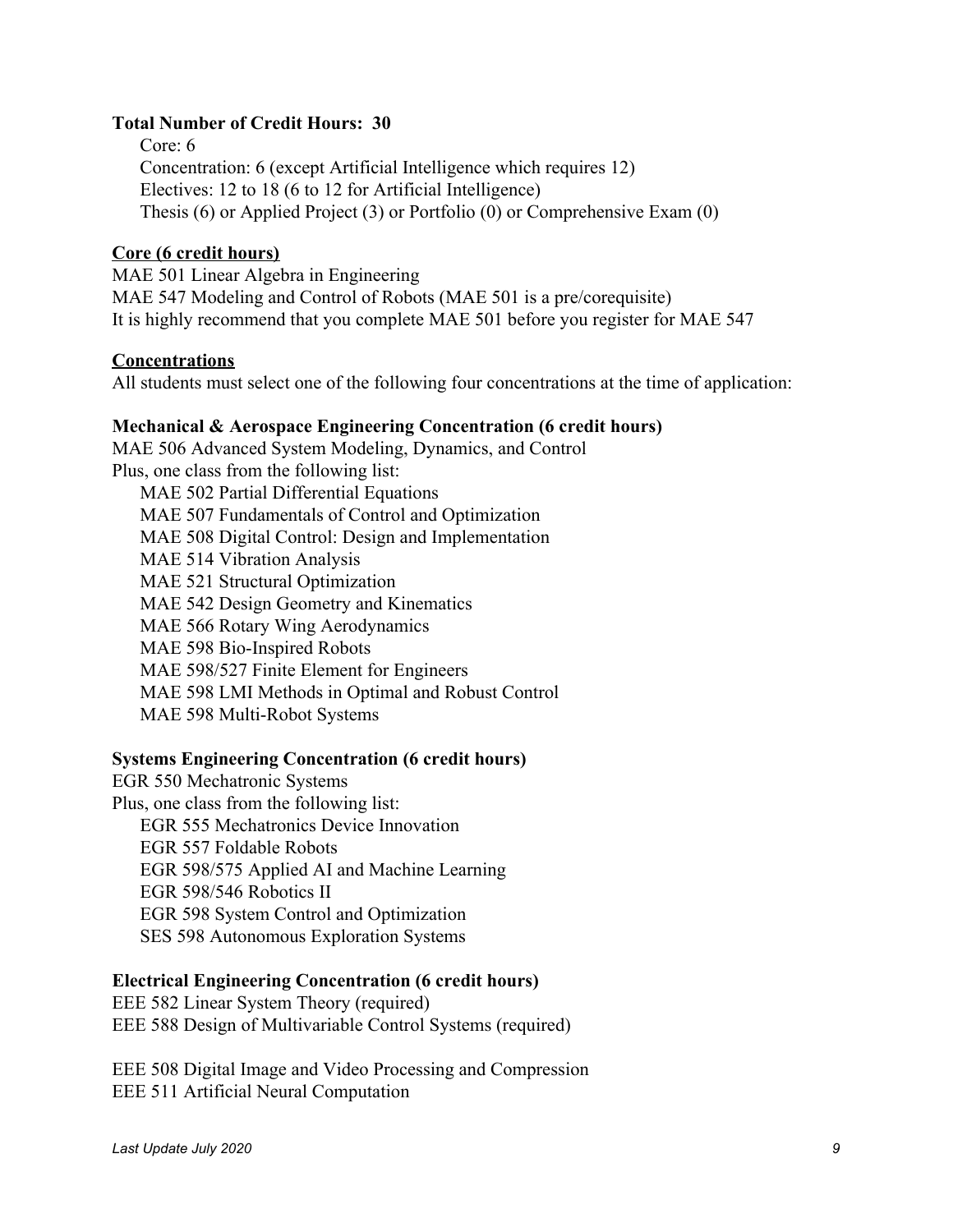**Total Number of Credit Hours: 30**

- Core: 6
- Concentration: 6 (except Artificial Intelligence which requires 12)
- Electives: 12 to 18 (6 to 12 for Artificial Intelligence)
- Thesis (6) or Applied Project (3) or Portfolio (0) or Comprehensive Exam (0)

## Core (6 credit hours)

MAE 501 Linear Algebra in Engineering
MAE 547 Modeling and Control of Robots (MAE 501 is a pre/corequisite)
It is highly recommend that you complete MAE 501 before you register for MAE 547

## Concentrations

All students must select one of the following four concentrations at the time of application:

### Mechanical & Aerospace Engineering Concentration (6 credit hours)

MAE 506 Advanced System Modeling, Dynamics, and Control
Plus, one class from the following list:

- MAE 502 Partial Differential Equations
- MAE 507 Fundamentals of Control and Optimization
- MAE 508 Digital Control: Design and Implementation
- MAE 514 Vibration Analysis
- MAE 521 Structural Optimization
- MAE 542 Design Geometry and Kinematics
- MAE 566 Rotary Wing Aerodynamics
- MAE 598 Bio-Inspired Robots
- MAE 598/527 Finite Element for Engineers
- MAE 598 LMI Methods in Optimal and Robust Control
- MAE 598 Multi-Robot Systems

### Systems Engineering Concentration (6 credit hours)

EGR 550 Mechatronic Systems
Plus, one class from the following list:

- EGR 555 Mechatronics Device Innovation
- EGR 557 Foldable Robots
- EGR 598/575 Applied AI and Machine Learning
- EGR 598/546 Robotics II
- EGR 598 System Control and Optimization
- SES 598 Autonomous Exploration Systems

### Electrical Engineering Concentration (6 credit hours)

EEE 582 Linear System Theory (required)
EEE 588 Design of Multivariable Control Systems (required)

EEE 508 Digital Image and Video Processing and Compression
EEE 511 Artificial Neural Computation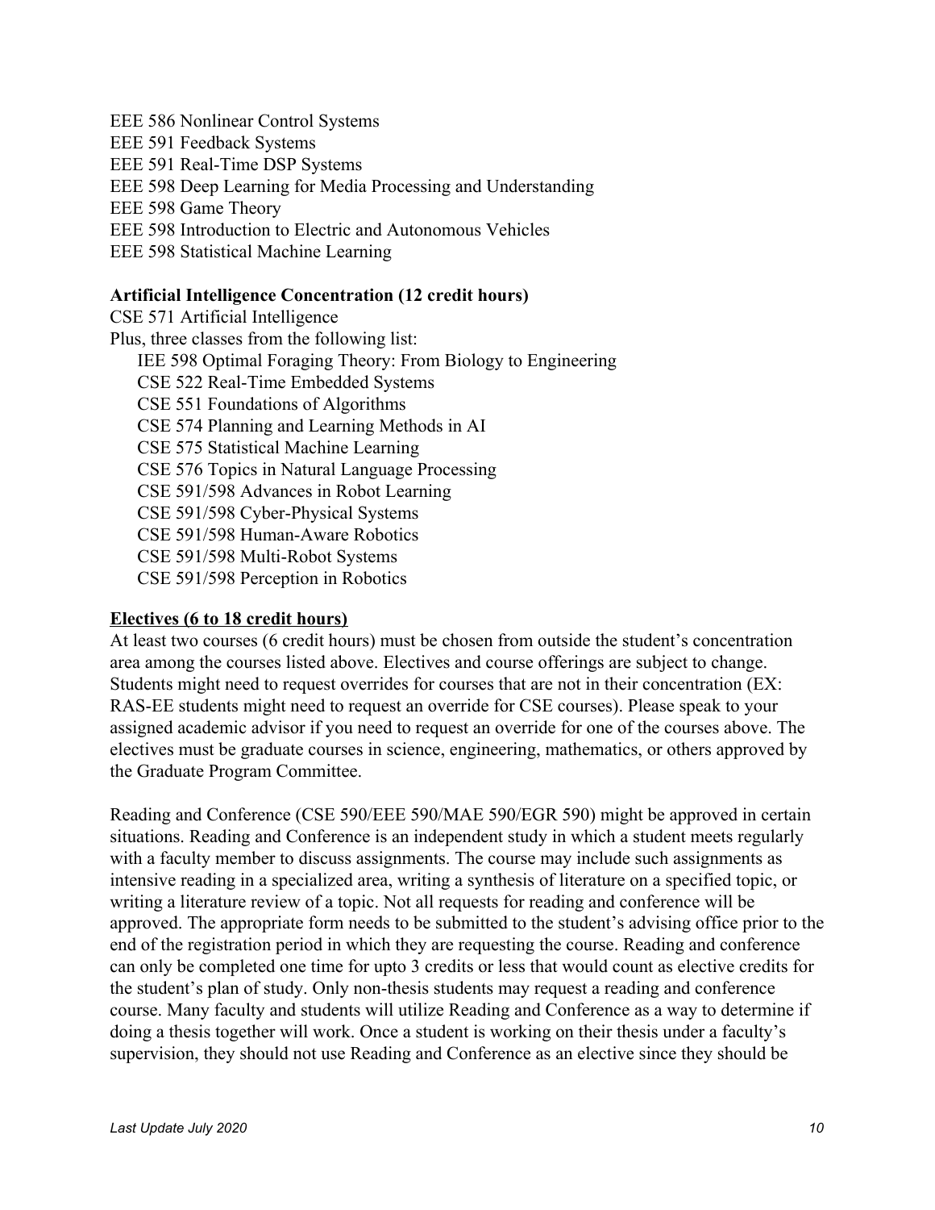EEE 586 Nonlinear Control Systems
EEE 591 Feedback Systems
EEE 591 Real-Time DSP Systems
EEE 598 Deep Learning for Media Processing and Understanding
EEE 598 Game Theory
EEE 598 Introduction to Electric and Autonomous Vehicles
EEE 598 Statistical Machine Learning

**Artificial Intelligence Concentration (12 credit hours)**

CSE 571 Artificial Intelligence

Plus, three classes from the following list:

- IEE 598 Optimal Foraging Theory: From Biology to Engineering
- CSE 522 Real-Time Embedded Systems
- CSE 551 Foundations of Algorithms
- CSE 574 Planning and Learning Methods in AI
- CSE 575 Statistical Machine Learning
- CSE 576 Topics in Natural Language Processing
- CSE 591/598 Advances in Robot Learning
- CSE 591/598 Cyber-Physical Systems
- CSE 591/598 Human-Aware Robotics
- CSE 591/598 Multi-Robot Systems
- CSE 591/598 Perception in Robotics

**Electives (6 to 18 credit hours)**

At least two courses (6 credit hours) must be chosen from outside the student's concentration area among the courses listed above. Electives and course offerings are subject to change. Students might need to request overrides for courses that are not in their concentration (EX: RAS-EE students might need to request an override for CSE courses). Please speak to your assigned academic advisor if you need to request an override for one of the courses above. The electives must be graduate courses in science, engineering, mathematics, or others approved by the Graduate Program Committee.

Reading and Conference (CSE 590/EEE 590/MAE 590/EGR 590) might be approved in certain situations. Reading and Conference is an independent study in which a student meets regularly with a faculty member to discuss assignments. The course may include such assignments as intensive reading in a specialized area, writing a synthesis of literature on a specified topic, or writing a literature review of a topic. Not all requests for reading and conference will be approved. The appropriate form needs to be submitted to the student's advising office prior to the end of the registration period in which they are requesting the course. Reading and conference can only be completed one time for upto 3 credits or less that would count as elective credits for the student's plan of study. Only non-thesis students may request a reading and conference course. Many faculty and students will utilize Reading and Conference as a way to determine if doing a thesis together will work. Once a student is working on their thesis under a faculty's supervision, they should not use Reading and Conference as an elective since they should be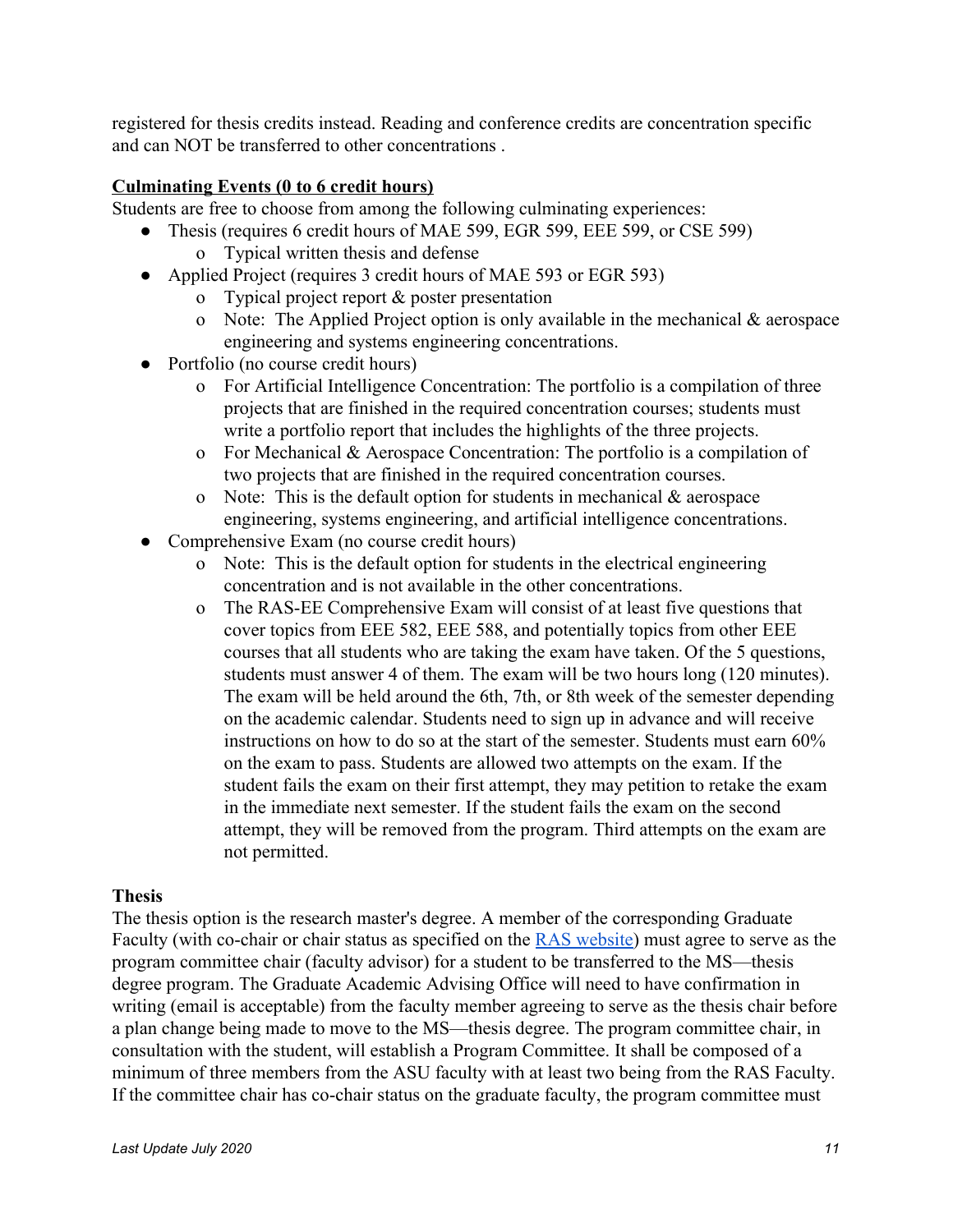registered for thesis credits instead. Reading and conference credits are concentration specific and can NOT be transferred to other concentrations .

**Culminating Events (0 to 6 credit hours)**

Students are free to choose from among the following culminating experiences:

- Thesis (requires 6 credit hours of MAE 599, EGR 599, EEE 599, or CSE 599)
  - Typical written thesis and defense
- Applied Project (requires 3 credit hours of MAE 593 or EGR 593)
  - Typical project report & poster presentation
  - Note: The Applied Project option is only available in the mechanical & aerospace engineering and systems engineering concentrations.
- Portfolio (no course credit hours)
  - For Artificial Intelligence Concentration: The portfolio is a compilation of three projects that are finished in the required concentration courses; students must write a portfolio report that includes the highlights of the three projects.
  - For Mechanical & Aerospace Concentration: The portfolio is a compilation of two projects that are finished in the required concentration courses.
  - Note: This is the default option for students in mechanical & aerospace engineering, systems engineering, and artificial intelligence concentrations.
- Comprehensive Exam (no course credit hours)
  - Note: This is the default option for students in the electrical engineering concentration and is not available in the other concentrations.
  - The RAS-EE Comprehensive Exam will consist of at least five questions that cover topics from EEE 582, EEE 588, and potentially topics from other EEE courses that all students who are taking the exam have taken. Of the 5 questions, students must answer 4 of them. The exam will be two hours long (120 minutes). The exam will be held around the 6th, 7th, or 8th week of the semester depending on the academic calendar. Students need to sign up in advance and will receive instructions on how to do so at the start of the semester. Students must earn 60% on the exam to pass. Students are allowed two attempts on the exam. If the student fails the exam on their first attempt, they may petition to retake the exam in the immediate next semester. If the student fails the exam on the second attempt, they will be removed from the program. Third attempts on the exam are not permitted.

**Thesis**

The thesis option is the research master's degree. A member of the corresponding Graduate Faculty (with co-chair or chair status as specified on the RAS website) must agree to serve as the program committee chair (faculty advisor) for a student to be transferred to the MS—thesis degree program. The Graduate Academic Advising Office will need to have confirmation in writing (email is acceptable) from the faculty member agreeing to serve as the thesis chair before a plan change being made to move to the MS—thesis degree. The program committee chair, in consultation with the student, will establish a Program Committee. It shall be composed of a minimum of three members from the ASU faculty with at least two being from the RAS Faculty. If the committee chair has co-chair status on the graduate faculty, the program committee must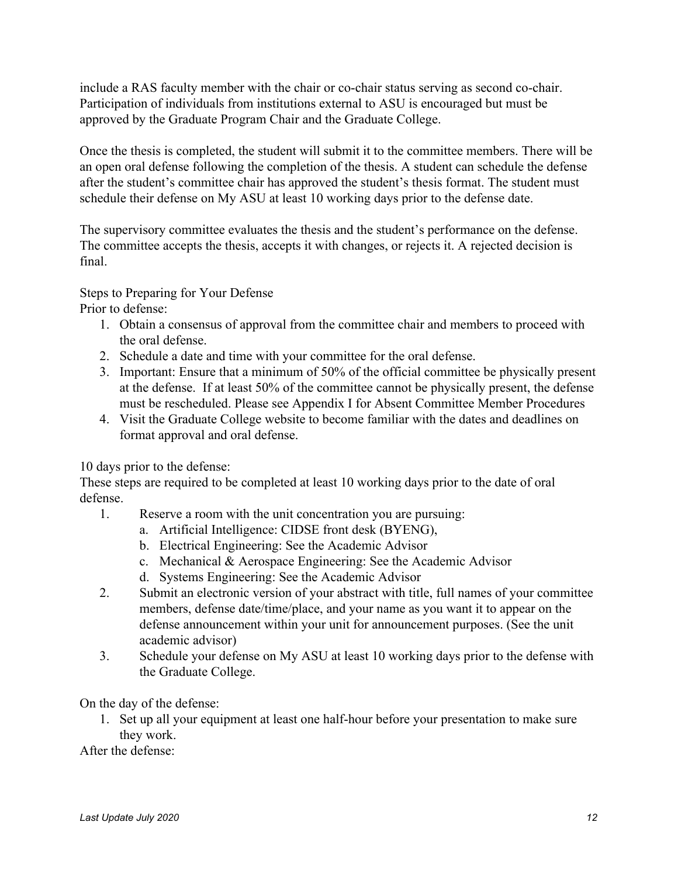include a RAS faculty member with the chair or co-chair status serving as second co-chair. Participation of individuals from institutions external to ASU is encouraged but must be approved by the Graduate Program Chair and the Graduate College.

Once the thesis is completed, the student will submit it to the committee members. There will be an open oral defense following the completion of the thesis. A student can schedule the defense after the student's committee chair has approved the student's thesis format. The student must schedule their defense on My ASU at least 10 working days prior to the defense date.

The supervisory committee evaluates the thesis and the student's performance on the defense. The committee accepts the thesis, accepts it with changes, or rejects it. A rejected decision is final.

Steps to Preparing for Your Defense

Prior to defense:

1. Obtain a consensus of approval from the committee chair and members to proceed with the oral defense.
2. Schedule a date and time with your committee for the oral defense.
3. Important: Ensure that a minimum of 50% of the official committee be physically present at the defense. If at least 50% of the committee cannot be physically present, the defense must be rescheduled. Please see Appendix I for Absent Committee Member Procedures
4. Visit the Graduate College website to become familiar with the dates and deadlines on format approval and oral defense.

10 days prior to the defense:

These steps are required to be completed at least 10 working days prior to the date of oral defense.

1. Reserve a room with the unit concentration you are pursuing:
   a. Artificial Intelligence: CIDSE front desk (BYENG),
   b. Electrical Engineering: See the Academic Advisor
   c. Mechanical & Aerospace Engineering: See the Academic Advisor
   d. Systems Engineering: See the Academic Advisor
2. Submit an electronic version of your abstract with title, full names of your committee members, defense date/time/place, and your name as you want it to appear on the defense announcement within your unit for announcement purposes. (See the unit academic advisor)
3. Schedule your defense on My ASU at least 10 working days prior to the defense with the Graduate College.

On the day of the defense:

1. Set up all your equipment at least one half-hour before your presentation to make sure they work.

After the defense: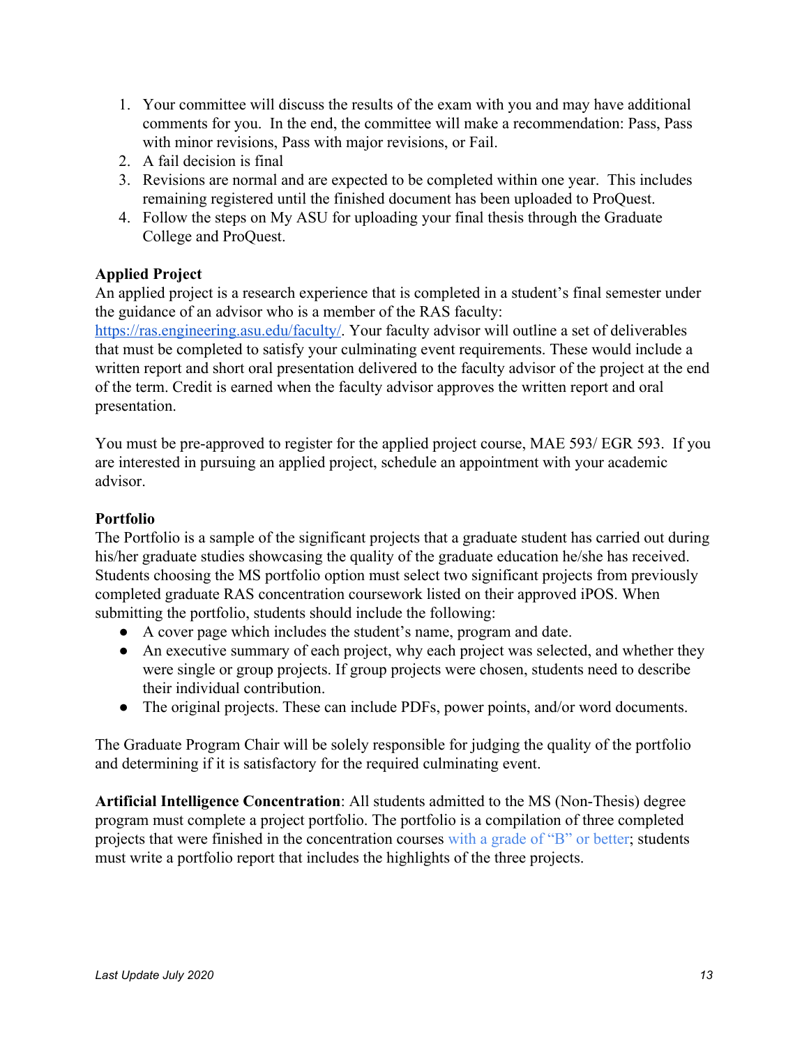1. Your committee will discuss the results of the exam with you and may have additional comments for you. In the end, the committee will make a recommendation: Pass, Pass with minor revisions, Pass with major revisions, or Fail.
2. A fail decision is final
3. Revisions are normal and are expected to be completed within one year. This includes remaining registered until the finished document has been uploaded to ProQuest.
4. Follow the steps on My ASU for uploading your final thesis through the Graduate College and ProQuest.

**Applied Project**

An applied project is a research experience that is completed in a student's final semester under the guidance of an advisor who is a member of the RAS faculty: https://ras.engineering.asu.edu/faculty/. Your faculty advisor will outline a set of deliverables that must be completed to satisfy your culminating event requirements. These would include a written report and short oral presentation delivered to the faculty advisor of the project at the end of the term. Credit is earned when the faculty advisor approves the written report and oral presentation.

You must be pre-approved to register for the applied project course, MAE 593/ EGR 593. If you are interested in pursuing an applied project, schedule an appointment with your academic advisor.

**Portfolio**

The Portfolio is a sample of the significant projects that a graduate student has carried out during his/her graduate studies showcasing the quality of the graduate education he/she has received. Students choosing the MS portfolio option must select two significant projects from previously completed graduate RAS concentration coursework listed on their approved iPOS. When submitting the portfolio, students should include the following:

- A cover page which includes the student's name, program and date.
- An executive summary of each project, why each project was selected, and whether they were single or group projects. If group projects were chosen, students need to describe their individual contribution.
- The original projects. These can include PDFs, power points, and/or word documents.

The Graduate Program Chair will be solely responsible for judging the quality of the portfolio and determining if it is satisfactory for the required culminating event.

**Artificial Intelligence Concentration**: All students admitted to the MS (Non-Thesis) degree program must complete a project portfolio. The portfolio is a compilation of three completed projects that were finished in the concentration courses with a grade of "B" or better; students must write a portfolio report that includes the highlights of the three projects.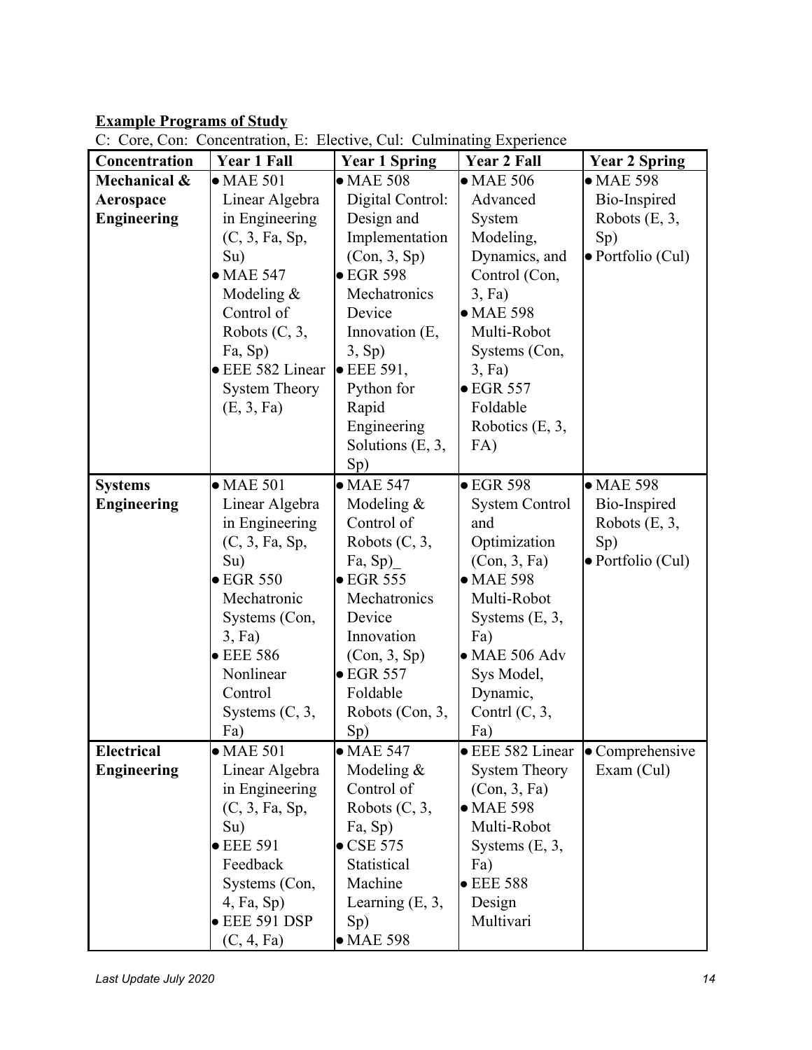**Example Programs of Study**

C: Core, Con: Concentration, E: Elective, Cul: Culminating Experience

| Concentration | Year 1 Fall | Year 1 Spring | Year 2 Fall | Year 2 Spring |
|---|---|---|---|---|
| **Mechanical & Aerospace Engineering** | • MAE 501 Linear Algebra in Engineering (C, 3, Fa, Sp, Su)<br>• MAE 547 Modeling & Control of Robots (C, 3, Fa, Sp)<br>• EEE 582 Linear System Theory (E, 3, Fa) | • MAE 508 Digital Control: Design and Implementation (Con, 3, Sp)<br>• EGR 598 Mechatronics Device Innovation (E, 3, Sp)<br>• EEE 591, Python for Rapid Engineering Solutions (E, 3, Sp) | • MAE 506 Advanced System Modeling, Dynamics, and Control (Con, 3, Fa)<br>• MAE 598 Multi-Robot Systems (Con, 3, Fa)<br>• EGR 557 Foldable Robotics (E, 3, FA) | • MAE 598 Bio-Inspired Robots (E, 3, Sp)<br>• Portfolio (Cul) |
| **Systems Engineering** | • MAE 501 Linear Algebra in Engineering (C, 3, Fa, Sp, Su)<br>• EGR 550 Mechatronic Systems (Con, 3, Fa)<br>• EEE 586 Nonlinear Control Systems (C, 3, Fa) | • MAE 547 Modeling & Control of Robots (C, 3, Fa, Sp)_<br>• EGR 555 Mechatronics Device Innovation (Con, 3, Sp)<br>• EGR 557 Foldable Robots (Con, 3, Sp) | • EGR 598 System Control and Optimization (Con, 3, Fa)<br>• MAE 598 Multi-Robot Systems (E, 3, Fa)<br>• MAE 506 Adv Sys Model, Dynamic, Contrl (C, 3, Fa) | • MAE 598 Bio-Inspired Robots (E, 3, Sp)<br>• Portfolio (Cul) |
| **Electrical Engineering** | • MAE 501 Linear Algebra in Engineering (C, 3, Fa, Sp, Su)<br>• EEE 591 Feedback Systems (Con, 4, Fa, Sp)<br>• EEE 591 DSP (C, 4, Fa) | • MAE 547 Modeling & Control of Robots (C, 3, Fa, Sp)<br>• CSE 575 Statistical Machine Learning (E, 3, Sp)<br>• MAE 598 | • EEE 582 Linear System Theory (Con, 3, Fa)<br>• MAE 598 Multi-Robot Systems (E, 3, Fa)<br>• EEE 588 Design Multivari | • Comprehensive Exam (Cul) |

*Last Update July 2020*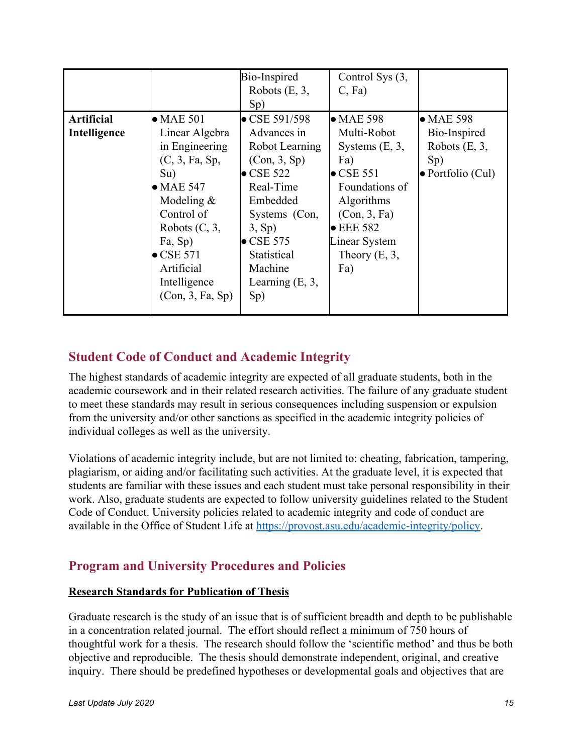| | | | | |
|---|---|---|---|---|
| | | Bio-Inspired Robots (E, 3, Sp) | Control Sys (3, C, Fa) | |
| **Artificial Intelligence** | • MAE 501 Linear Algebra in Engineering (C, 3, Fa, Sp, Su)<br>• MAE 547 Modeling & Control of Robots (C, 3, Fa, Sp)<br>• CSE 571 Artificial Intelligence (Con, 3, Fa, Sp) | • CSE 591/598 Advances in Robot Learning (Con, 3, Sp)<br>• CSE 522 Real-Time Embedded Systems (Con, 3, Sp)<br>• CSE 575 Statistical Machine Learning (E, 3, Sp) | • MAE 598 Multi-Robot Systems (E, 3, Fa)<br>• CSE 551 Foundations of Algorithms (Con, 3, Fa)<br>• EEE 582 Linear System Theory (E, 3, Fa) | • MAE 598 Bio-Inspired Robots (E, 3, Sp)<br>• Portfolio (Cul) |

## Student Code of Conduct and Academic Integrity

The highest standards of academic integrity are expected of all graduate students, both in the academic coursework and in their related research activities. The failure of any graduate student to meet these standards may result in serious consequences including suspension or expulsion from the university and/or other sanctions as specified in the academic integrity policies of individual colleges as well as the university.

Violations of academic integrity include, but are not limited to: cheating, fabrication, tampering, plagiarism, or aiding and/or facilitating such activities. At the graduate level, it is expected that students are familiar with these issues and each student must take personal responsibility in their work. Also, graduate students are expected to follow university guidelines related to the Student Code of Conduct. University policies related to academic integrity and code of conduct are available in the Office of Student Life at https://provost.asu.edu/academic-integrity/policy.

## Program and University Procedures and Policies

**Research Standards for Publication of Thesis**

Graduate research is the study of an issue that is of sufficient breadth and depth to be publishable in a concentration related journal. The effort should reflect a minimum of 750 hours of thoughtful work for a thesis. The research should follow the 'scientific method' and thus be both objective and reproducible. The thesis should demonstrate independent, original, and creative inquiry. There should be predefined hypotheses or developmental goals and objectives that are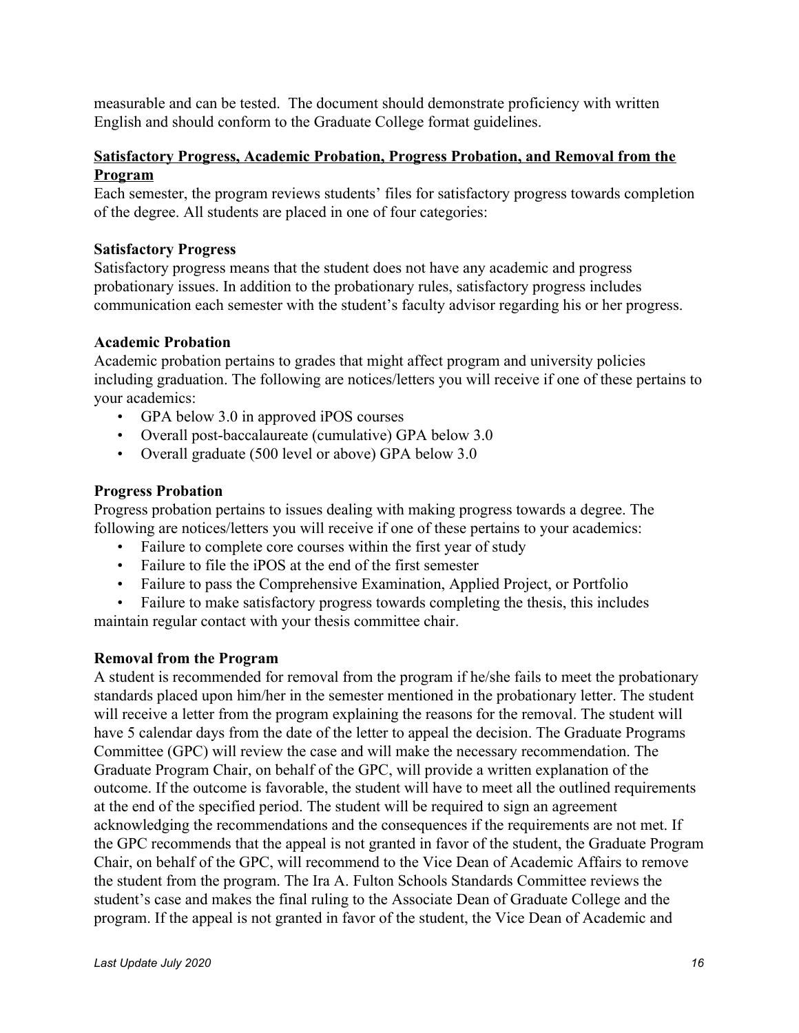measurable and can be tested. The document should demonstrate proficiency with written English and should conform to the Graduate College format guidelines.

## Satisfactory Progress, Academic Probation, Progress Probation, and Removal from the Program

Each semester, the program reviews students' files for satisfactory progress towards completion of the degree. All students are placed in one of four categories:

### Satisfactory Progress

Satisfactory progress means that the student does not have any academic and progress probationary issues. In addition to the probationary rules, satisfactory progress includes communication each semester with the student's faculty advisor regarding his or her progress.

### Academic Probation

Academic probation pertains to grades that might affect program and university policies including graduation. The following are notices/letters you will receive if one of these pertains to your academics:

- GPA below 3.0 in approved iPOS courses
- Overall post-baccalaureate (cumulative) GPA below 3.0
- Overall graduate (500 level or above) GPA below 3.0

### Progress Probation

Progress probation pertains to issues dealing with making progress towards a degree. The following are notices/letters you will receive if one of these pertains to your academics:

- Failure to complete core courses within the first year of study
- Failure to file the iPOS at the end of the first semester
- Failure to pass the Comprehensive Examination, Applied Project, or Portfolio
- Failure to make satisfactory progress towards completing the thesis, this includes maintain regular contact with your thesis committee chair.

### Removal from the Program

A student is recommended for removal from the program if he/she fails to meet the probationary standards placed upon him/her in the semester mentioned in the probationary letter. The student will receive a letter from the program explaining the reasons for the removal. The student will have 5 calendar days from the date of the letter to appeal the decision. The Graduate Programs Committee (GPC) will review the case and will make the necessary recommendation. The Graduate Program Chair, on behalf of the GPC, will provide a written explanation of the outcome. If the outcome is favorable, the student will have to meet all the outlined requirements at the end of the specified period. The student will be required to sign an agreement acknowledging the recommendations and the consequences if the requirements are not met. If the GPC recommends that the appeal is not granted in favor of the student, the Graduate Program Chair, on behalf of the GPC, will recommend to the Vice Dean of Academic Affairs to remove the student from the program. The Ira A. Fulton Schools Standards Committee reviews the student's case and makes the final ruling to the Associate Dean of Graduate College and the program. If the appeal is not granted in favor of the student, the Vice Dean of Academic and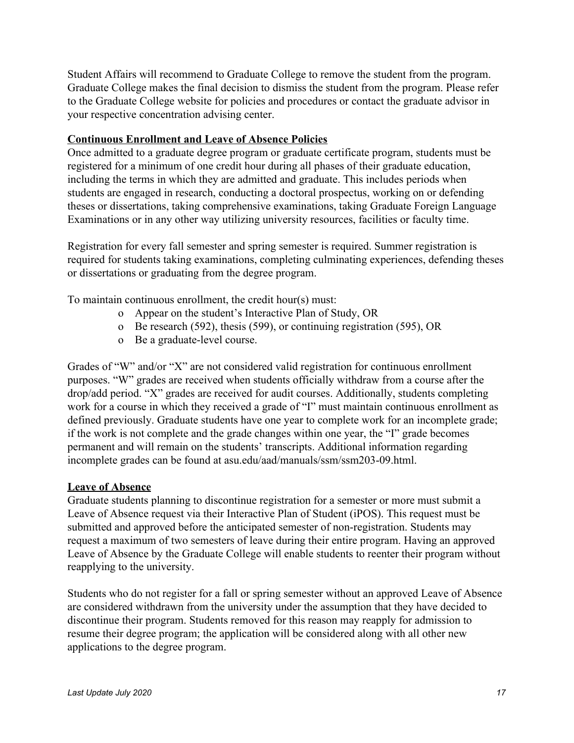Student Affairs will recommend to Graduate College to remove the student from the program. Graduate College makes the final decision to dismiss the student from the program. Please refer to the Graduate College website for policies and procedures or contact the graduate advisor in your respective concentration advising center.

**Continuous Enrollment and Leave of Absence Policies**

Once admitted to a graduate degree program or graduate certificate program, students must be registered for a minimum of one credit hour during all phases of their graduate education, including the terms in which they are admitted and graduate. This includes periods when students are engaged in research, conducting a doctoral prospectus, working on or defending theses or dissertations, taking comprehensive examinations, taking Graduate Foreign Language Examinations or in any other way utilizing university resources, facilities or faculty time.

Registration for every fall semester and spring semester is required. Summer registration is required for students taking examinations, completing culminating experiences, defending theses or dissertations or graduating from the degree program.

To maintain continuous enrollment, the credit hour(s) must:

- Appear on the student's Interactive Plan of Study, OR
- Be research (592), thesis (599), or continuing registration (595), OR
- Be a graduate-level course.

Grades of "W" and/or "X" are not considered valid registration for continuous enrollment purposes. "W" grades are received when students officially withdraw from a course after the drop/add period. "X" grades are received for audit courses. Additionally, students completing work for a course in which they received a grade of "I" must maintain continuous enrollment as defined previously. Graduate students have one year to complete work for an incomplete grade; if the work is not complete and the grade changes within one year, the "I" grade becomes permanent and will remain on the students' transcripts. Additional information regarding incomplete grades can be found at asu.edu/aad/manuals/ssm/ssm203-09.html.

**Leave of Absence**

Graduate students planning to discontinue registration for a semester or more must submit a Leave of Absence request via their Interactive Plan of Student (iPOS). This request must be submitted and approved before the anticipated semester of non-registration. Students may request a maximum of two semesters of leave during their entire program. Having an approved Leave of Absence by the Graduate College will enable students to reenter their program without reapplying to the university.

Students who do not register for a fall or spring semester without an approved Leave of Absence are considered withdrawn from the university under the assumption that they have decided to discontinue their program. Students removed for this reason may reapply for admission to resume their degree program; the application will be considered along with all other new applications to the degree program.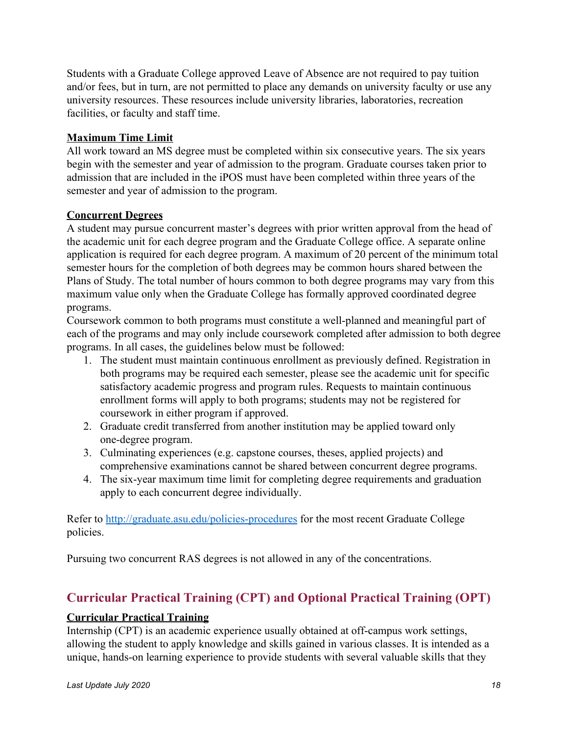Students with a Graduate College approved Leave of Absence are not required to pay tuition and/or fees, but in turn, are not permitted to place any demands on university faculty or use any university resources. These resources include university libraries, laboratories, recreation facilities, or faculty and staff time.

**Maximum Time Limit**

All work toward an MS degree must be completed within six consecutive years. The six years begin with the semester and year of admission to the program. Graduate courses taken prior to admission that are included in the iPOS must have been completed within three years of the semester and year of admission to the program.

**Concurrent Degrees**

A student may pursue concurrent master's degrees with prior written approval from the head of the academic unit for each degree program and the Graduate College office. A separate online application is required for each degree program. A maximum of 20 percent of the minimum total semester hours for the completion of both degrees may be common hours shared between the Plans of Study. The total number of hours common to both degree programs may vary from this maximum value only when the Graduate College has formally approved coordinated degree programs.

Coursework common to both programs must constitute a well-planned and meaningful part of each of the programs and may only include coursework completed after admission to both degree programs. In all cases, the guidelines below must be followed:

1. The student must maintain continuous enrollment as previously defined. Registration in both programs may be required each semester, please see the academic unit for specific satisfactory academic progress and program rules. Requests to maintain continuous enrollment forms will apply to both programs; students may not be registered for coursework in either program if approved.
2. Graduate credit transferred from another institution may be applied toward only one-degree program.
3. Culminating experiences (e.g. capstone courses, theses, applied projects) and comprehensive examinations cannot be shared between concurrent degree programs.
4. The six-year maximum time limit for completing degree requirements and graduation apply to each concurrent degree individually.

Refer to [http://graduate.asu.edu/policies-procedures](http://graduate.asu.edu/policies-procedures) for the most recent Graduate College policies.

Pursuing two concurrent RAS degrees is not allowed in any of the concentrations.

## Curricular Practical Training (CPT) and Optional Practical Training (OPT)

**Curricular Practical Training**

Internship (CPT) is an academic experience usually obtained at off-campus work settings, allowing the student to apply knowledge and skills gained in various classes. It is intended as a unique, hands-on learning experience to provide students with several valuable skills that they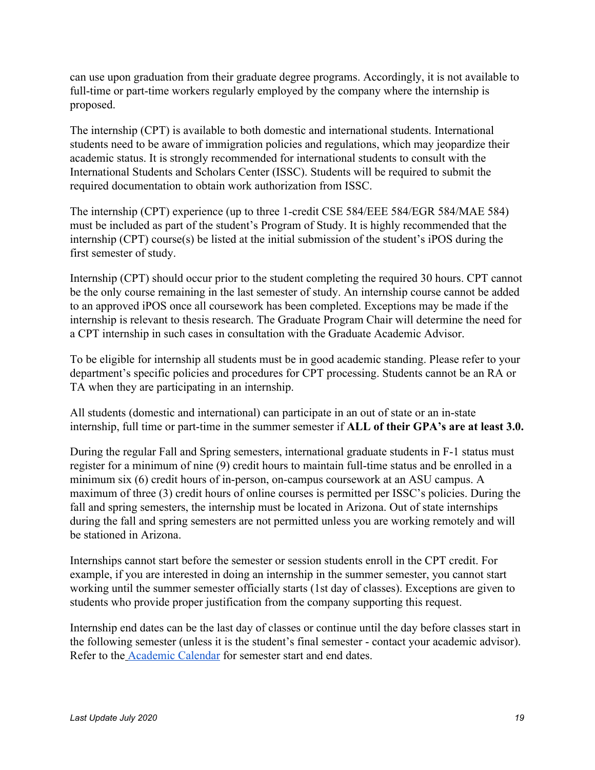can use upon graduation from their graduate degree programs. Accordingly, it is not available to full-time or part-time workers regularly employed by the company where the internship is proposed.

The internship (CPT) is available to both domestic and international students. International students need to be aware of immigration policies and regulations, which may jeopardize their academic status. It is strongly recommended for international students to consult with the International Students and Scholars Center (ISSC). Students will be required to submit the required documentation to obtain work authorization from ISSC.

The internship (CPT) experience (up to three 1-credit CSE 584/EEE 584/EGR 584/MAE 584) must be included as part of the student's Program of Study. It is highly recommended that the internship (CPT) course(s) be listed at the initial submission of the student's iPOS during the first semester of study.

Internship (CPT) should occur prior to the student completing the required 30 hours. CPT cannot be the only course remaining in the last semester of study. An internship course cannot be added to an approved iPOS once all coursework has been completed. Exceptions may be made if the internship is relevant to thesis research. The Graduate Program Chair will determine the need for a CPT internship in such cases in consultation with the Graduate Academic Advisor.

To be eligible for internship all students must be in good academic standing. Please refer to your department's specific policies and procedures for CPT processing. Students cannot be an RA or TA when they are participating in an internship.

All students (domestic and international) can participate in an out of state or an in-state internship, full time or part-time in the summer semester if **ALL of their GPA's are at least 3.0.**

During the regular Fall and Spring semesters, international graduate students in F-1 status must register for a minimum of nine (9) credit hours to maintain full-time status and be enrolled in a minimum six (6) credit hours of in-person, on-campus coursework at an ASU campus. A maximum of three (3) credit hours of online courses is permitted per ISSC's policies. During the fall and spring semesters, the internship must be located in Arizona. Out of state internships during the fall and spring semesters are not permitted unless you are working remotely and will be stationed in Arizona.

Internships cannot start before the semester or session students enroll in the CPT credit. For example, if you are interested in doing an internship in the summer semester, you cannot start working until the summer semester officially starts (1st day of classes). Exceptions are given to students who provide proper justification from the company supporting this request.

Internship end dates can be the last day of classes or continue until the day before classes start in the following semester (unless it is the student's final semester - contact your academic advisor). Refer to the Academic Calendar for semester start and end dates.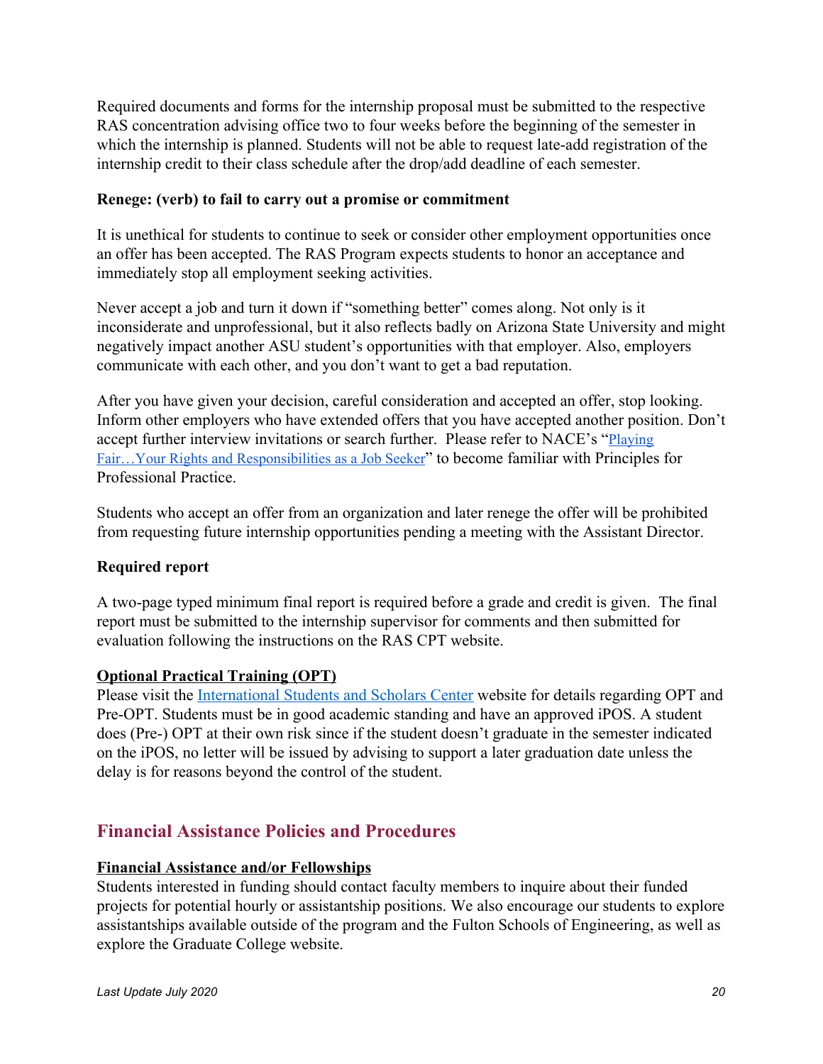Required documents and forms for the internship proposal must be submitted to the respective RAS concentration advising office two to four weeks before the beginning of the semester in which the internship is planned. Students will not be able to request late-add registration of the internship credit to their class schedule after the drop/add deadline of each semester.

**Renege: (verb) to fail to carry out a promise or commitment**

It is unethical for students to continue to seek or consider other employment opportunities once an offer has been accepted. The RAS Program expects students to honor an acceptance and immediately stop all employment seeking activities.

Never accept a job and turn it down if "something better" comes along. Not only is it inconsiderate and unprofessional, but it also reflects badly on Arizona State University and might negatively impact another ASU student's opportunities with that employer. Also, employers communicate with each other, and you don't want to get a bad reputation.

After you have given your decision, careful consideration and accepted an offer, stop looking. Inform other employers who have extended offers that you have accepted another position. Don't accept further interview invitations or search further. Please refer to NACE's "Playing Fair…Your Rights and Responsibilities as a Job Seeker" to become familiar with Principles for Professional Practice.

Students who accept an offer from an organization and later renege the offer will be prohibited from requesting future internship opportunities pending a meeting with the Assistant Director.

**Required report**

A two-page typed minimum final report is required before a grade and credit is given. The final report must be submitted to the internship supervisor for comments and then submitted for evaluation following the instructions on the RAS CPT website.

**Optional Practical Training (OPT)**

Please visit the International Students and Scholars Center website for details regarding OPT and Pre-OPT. Students must be in good academic standing and have an approved iPOS. A student does (Pre-) OPT at their own risk since if the student doesn't graduate in the semester indicated on the iPOS, no letter will be issued by advising to support a later graduation date unless the delay is for reasons beyond the control of the student.

## Financial Assistance Policies and Procedures

**Financial Assistance and/or Fellowships**

Students interested in funding should contact faculty members to inquire about their funded projects for potential hourly or assistantship positions. We also encourage our students to explore assistantships available outside of the program and the Fulton Schools of Engineering, as well as explore the Graduate College website.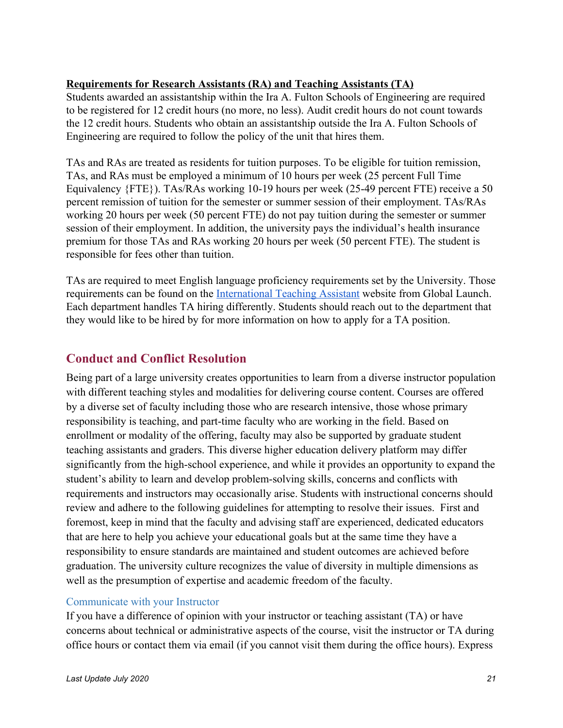**Requirements for Research Assistants (RA) and Teaching Assistants (TA)**
Students awarded an assistantship within the Ira A. Fulton Schools of Engineering are required to be registered for 12 credit hours (no more, no less). Audit credit hours do not count towards the 12 credit hours. Students who obtain an assistantship outside the Ira A. Fulton Schools of Engineering are required to follow the policy of the unit that hires them.

TAs and RAs are treated as residents for tuition purposes. To be eligible for tuition remission, TAs, and RAs must be employed a minimum of 10 hours per week (25 percent Full Time Equivalency {FTE}). TAs/RAs working 10-19 hours per week (25-49 percent FTE) receive a 50 percent remission of tuition for the semester or summer session of their employment. TAs/RAs working 20 hours per week (50 percent FTE) do not pay tuition during the semester or summer session of their employment. In addition, the university pays the individual's health insurance premium for those TAs and RAs working 20 hours per week (50 percent FTE). The student is responsible for fees other than tuition.

TAs are required to meet English language proficiency requirements set by the University. Those requirements can be found on the International Teaching Assistant website from Global Launch. Each department handles TA hiring differently. Students should reach out to the department that they would like to be hired by for more information on how to apply for a TA position.

## Conduct and Conflict Resolution

Being part of a large university creates opportunities to learn from a diverse instructor population with different teaching styles and modalities for delivering course content. Courses are offered by a diverse set of faculty including those who are research intensive, those whose primary responsibility is teaching, and part-time faculty who are working in the field. Based on enrollment or modality of the offering, faculty may also be supported by graduate student teaching assistants and graders. This diverse higher education delivery platform may differ significantly from the high-school experience, and while it provides an opportunity to expand the student's ability to learn and develop problem-solving skills, concerns and conflicts with requirements and instructors may occasionally arise. Students with instructional concerns should review and adhere to the following guidelines for attempting to resolve their issues. First and foremost, keep in mind that the faculty and advising staff are experienced, dedicated educators that are here to help you achieve your educational goals but at the same time they have a responsibility to ensure standards are maintained and student outcomes are achieved before graduation. The university culture recognizes the value of diversity in multiple dimensions as well as the presumption of expertise and academic freedom of the faculty.

### Communicate with your Instructor

If you have a difference of opinion with your instructor or teaching assistant (TA) or have concerns about technical or administrative aspects of the course, visit the instructor or TA during office hours or contact them via email (if you cannot visit them during the office hours). Express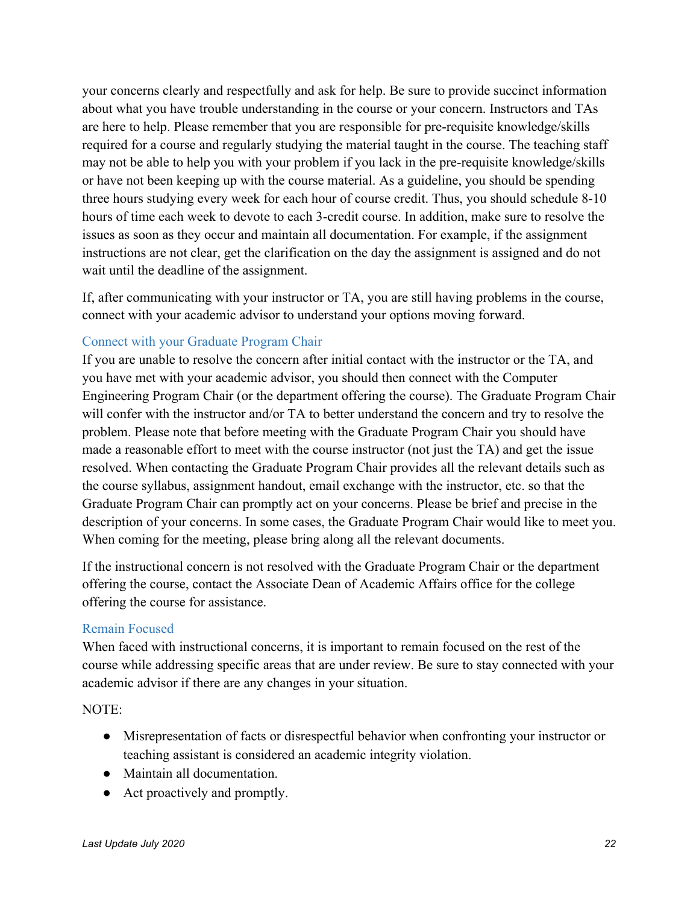your concerns clearly and respectfully and ask for help. Be sure to provide succinct information about what you have trouble understanding in the course or your concern. Instructors and TAs are here to help. Please remember that you are responsible for pre-requisite knowledge/skills required for a course and regularly studying the material taught in the course. The teaching staff may not be able to help you with your problem if you lack in the pre-requisite knowledge/skills or have not been keeping up with the course material. As a guideline, you should be spending three hours studying every week for each hour of course credit. Thus, you should schedule 8-10 hours of time each week to devote to each 3-credit course. In addition, make sure to resolve the issues as soon as they occur and maintain all documentation. For example, if the assignment instructions are not clear, get the clarification on the day the assignment is assigned and do not wait until the deadline of the assignment.

If, after communicating with your instructor or TA, you are still having problems in the course, connect with your academic advisor to understand your options moving forward.

### Connect with your Graduate Program Chair

If you are unable to resolve the concern after initial contact with the instructor or the TA, and you have met with your academic advisor, you should then connect with the Computer Engineering Program Chair (or the department offering the course). The Graduate Program Chair will confer with the instructor and/or TA to better understand the concern and try to resolve the problem. Please note that before meeting with the Graduate Program Chair you should have made a reasonable effort to meet with the course instructor (not just the TA) and get the issue resolved. When contacting the Graduate Program Chair provides all the relevant details such as the course syllabus, assignment handout, email exchange with the instructor, etc. so that the Graduate Program Chair can promptly act on your concerns. Please be brief and precise in the description of your concerns. In some cases, the Graduate Program Chair would like to meet you. When coming for the meeting, please bring along all the relevant documents.

If the instructional concern is not resolved with the Graduate Program Chair or the department offering the course, contact the Associate Dean of Academic Affairs office for the college offering the course for assistance.

### Remain Focused

When faced with instructional concerns, it is important to remain focused on the rest of the course while addressing specific areas that are under review. Be sure to stay connected with your academic advisor if there are any changes in your situation.

NOTE:

- Misrepresentation of facts or disrespectful behavior when confronting your instructor or teaching assistant is considered an academic integrity violation.
- Maintain all documentation.
- Act proactively and promptly.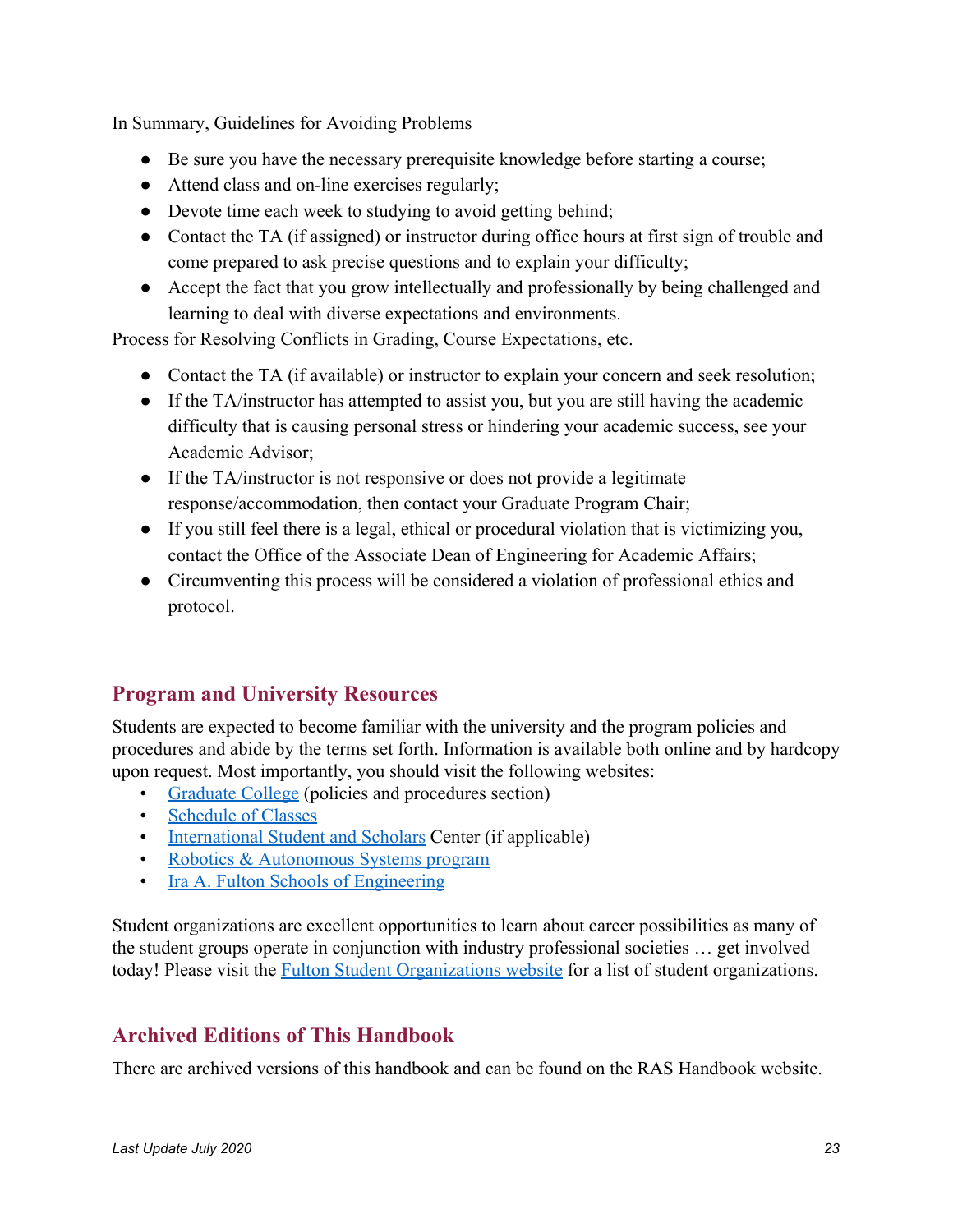In Summary, Guidelines for Avoiding Problems

- Be sure you have the necessary prerequisite knowledge before starting a course;
- Attend class and on-line exercises regularly;
- Devote time each week to studying to avoid getting behind;
- Contact the TA (if assigned) or instructor during office hours at first sign of trouble and come prepared to ask precise questions and to explain your difficulty;
- Accept the fact that you grow intellectually and professionally by being challenged and learning to deal with diverse expectations and environments.

Process for Resolving Conflicts in Grading, Course Expectations, etc.

- Contact the TA (if available) or instructor to explain your concern and seek resolution;
- If the TA/instructor has attempted to assist you, but you are still having the academic difficulty that is causing personal stress or hindering your academic success, see your Academic Advisor;
- If the TA/instructor is not responsive or does not provide a legitimate response/accommodation, then contact your Graduate Program Chair;
- If you still feel there is a legal, ethical or procedural violation that is victimizing you, contact the Office of the Associate Dean of Engineering for Academic Affairs;
- Circumventing this process will be considered a violation of professional ethics and protocol.

## Program and University Resources

Students are expected to become familiar with the university and the program policies and procedures and abide by the terms set forth. Information is available both online and by hardcopy upon request. Most importantly, you should visit the following websites:

- Graduate College (policies and procedures section)
- Schedule of Classes
- International Student and Scholars Center (if applicable)
- Robotics & Autonomous Systems program
- Ira A. Fulton Schools of Engineering

Student organizations are excellent opportunities to learn about career possibilities as many of the student groups operate in conjunction with industry professional societies … get involved today! Please visit the Fulton Student Organizations website for a list of student organizations.

## Archived Editions of This Handbook

There are archived versions of this handbook and can be found on the RAS Handbook website.